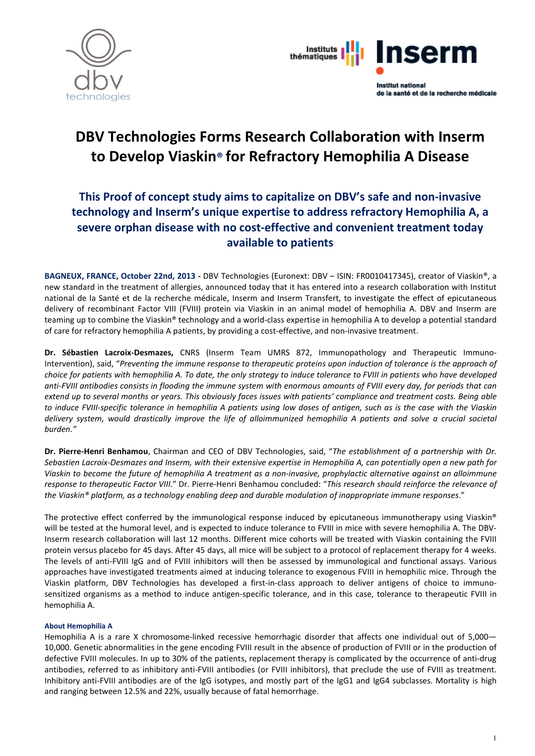# DBV Technologies Forms Research Collaboration with Inserm to Develop Viaskin® for Refractory Hemophilia A Disease

## This Proof of concept study aims to capitalize on DBV's safe and non-invasive technology and Inserm's unique expertise to address refractory Hemophilia A, a severe orphan disease with no cost-effective and convenient treatment today available to patients

**BAGNEUX, FRANCE, October 22nd, 2013 -** DBV Technologies (Euronext: DBV – ISIN: FR0010417345), creator of Viaskin®, a new standard in the treatment of allergies, announced today that it has entered into a research collaboration with Institut national de la Santé et de la recherche médicale, Inserm and Inserm Transfert, to investigate the effect of epicutaneous delivery of recombinant Factor VIII (FVIII) protein via Viaskin in an animal model of hemophilia A. DBV and Inserm are teaming up to combine the Viaskin® technology and a world-class expertise in hemophilia A to develop a potential standard of care for refractory hemophilia A patients, by providing a cost-effective, and non-invasive treatment.

**Dr. Sébastien Lacroix-Desmazes,** CNRS (Inserm Team UMRS 872, Immunopathology and Therapeutic Immuno-Intervention), said, "*Preventing the immune response to therapeutic proteins upon induction of tolerance is the approach of choice for patients with hemophilia A. To date, the only strategy to induce tolerance to FVIII in patients who have developed anti-FVIII antibodies consists in flooding the immune system with enormous amounts of FVIII every day, for periods that can extend up to several months or years. This obviously faces issues with patients' compliance and treatment costs. Being able to induce FVIII-specific tolerance in hemophilia A patients using low doses of antigen, such as is the case with the Viaskin delivery system, would drastically improve the life of alloimmunized hemophilia A patients and solve a crucial societal burden.*"

**Dr. Pierre-Henri Benhamou**, Chairman and CEO of DBV Technologies, said, "*The establishment of a partnership with Dr. Sebastien Lacroix-Desmazes and Inserm, with their extensive expertise in Hemophilia A, can potentially open a new path for Viaskin to become the future of hemophilia A treatment as a non-invasive, prophylactic alternative against an alloimmune response to therapeutic Factor VIII.*" Dr. Pierre-Henri Benhamou concluded: "*This research should reinforce the relevance of the Viaskin® platform, as a technology enabling deep and durable modulation of inappropriate immune responses*."

The protective effect conferred by the immunological response induced by epicutaneous immunotherapy using Viaskin® will be tested at the humoral level, and is expected to induce tolerance to FVIII in mice with severe hemophilia A. The DBV-Inserm research collaboration will last 12 months. Different mice cohorts will be treated with Viaskin containing the FVIII protein versus placebo for 45 days. After 45 days, all mice will be subject to a protocol of replacement therapy for 4 weeks. The levels of anti-FVIII IgG and of FVIII inhibitors will then be assessed by immunological and functional assays. Various approaches have investigated treatments aimed at inducing tolerance to exogenous FVIII in hemophilic mice. Through the Viaskin platform, DBV Technologies has developed a first-in-class approach to deliver antigens of choice to immuno-sensitized organisms as a method to induce antigen-specific tolerance, and in this case, tolerance to therapeutic FVIII in hemophilia A.

### About Hemophilia A

Hemophilia A is a rare X chromosome-linked recessive hemorrhagic disorder that affects one individual out of 5,000—10,000. Genetic abnormalities in the gene encoding FVIII result in the absence of production of FVIII or in the production of defective FVIII molecules. In up to 30% of the patients, replacement therapy is complicated by the occurrence of anti-drug antibodies, referred to as inhibitory anti-FVIII antibodies (or FVIII inhibitors), that preclude the use of FVIII as treatment. Inhibitory anti-FVIII antibodies are of the IgG isotypes, and mostly part of the IgG1 and IgG4 subclasses. Mortality is high and ranging between 12.5% and 22%, usually because of fatal hemorrhage.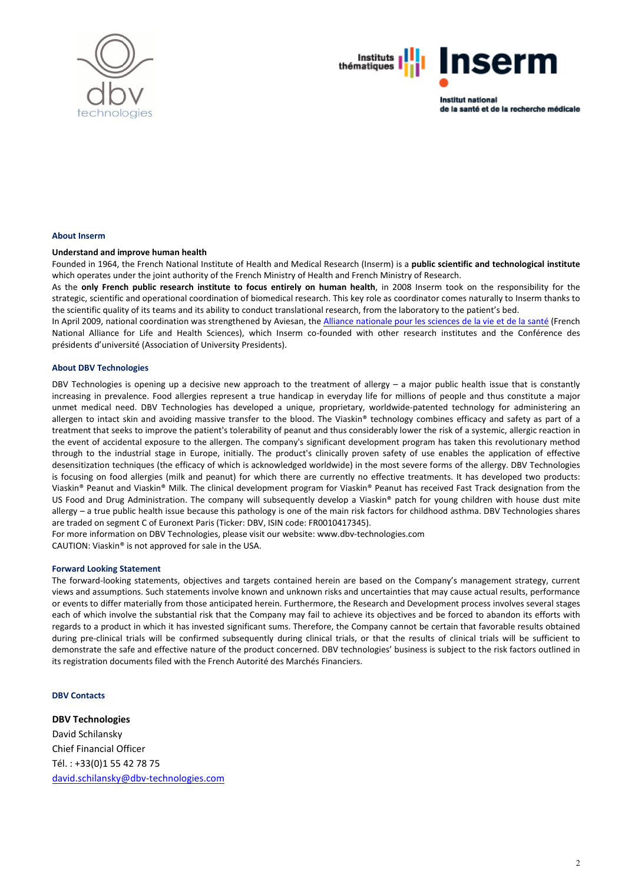### About Inserm

**Understand and improve human health**

Founded in 1964, the French National Institute of Health and Medical Research (Inserm) is a **public scientific and technological institute** which operates under the joint authority of the French Ministry of Health and French Ministry of Research.

As the **only French public research institute to focus entirely on human health**, in 2008 Inserm took on the responsibility for the strategic, scientific and operational coordination of biomedical research. This key role as coordinator comes naturally to Inserm thanks to the scientific quality of its teams and its ability to conduct translational research, from the laboratory to the patient's bed.

In April 2009, national coordination was strengthened by Aviesan, the Alliance nationale pour les sciences de la vie et de la santé (French National Alliance for Life and Health Sciences), which Inserm co-founded with other research institutes and the Conférence des présidents d'université (Association of University Presidents).

### About DBV Technologies

DBV Technologies is opening up a decisive new approach to the treatment of allergy – a major public health issue that is constantly increasing in prevalence. Food allergies represent a true handicap in everyday life for millions of people and thus constitute a major unmet medical need. DBV Technologies has developed a unique, proprietary, worldwide-patented technology for administering an allergen to intact skin and avoiding massive transfer to the blood. The Viaskin® technology combines efficacy and safety as part of a treatment that seeks to improve the patient's tolerability of peanut and thus considerably lower the risk of a systemic, allergic reaction in the event of accidental exposure to the allergen. The company's significant development program has taken this revolutionary method through to the industrial stage in Europe, initially. The product's clinically proven safety of use enables the application of effective desensitization techniques (the efficacy of which is acknowledged worldwide) in the most severe forms of the allergy. DBV Technologies is focusing on food allergies (milk and peanut) for which there are currently no effective treatments. It has developed two products: Viaskin® Peanut and Viaskin® Milk. The clinical development program for Viaskin® Peanut has received Fast Track designation from the US Food and Drug Administration. The company will subsequently develop a Viaskin® patch for young children with house dust mite allergy – a true public health issue because this pathology is one of the main risk factors for childhood asthma. DBV Technologies shares are traded on segment C of Euronext Paris (Ticker: DBV, ISIN code: FR0010417345).

For more information on DBV Technologies, please visit our website: www.dbv-technologies.com

CAUTION: Viaskin® is not approved for sale in the USA.

### Forward Looking Statement

The forward-looking statements, objectives and targets contained herein are based on the Company's management strategy, current views and assumptions. Such statements involve known and unknown risks and uncertainties that may cause actual results, performance or events to differ materially from those anticipated herein. Furthermore, the Research and Development process involves several stages each of which involve the substantial risk that the Company may fail to achieve its objectives and be forced to abandon its efforts with regards to a product in which it has invested significant sums. Therefore, the Company cannot be certain that favorable results obtained during pre-clinical trials will be confirmed subsequently during clinical trials, or that the results of clinical trials will be sufficient to demonstrate the safe and effective nature of the product concerned. DBV technologies' business is subject to the risk factors outlined in its registration documents filed with the French Autorité des Marchés Financiers.

### DBV Contacts

**DBV Technologies**
David Schilansky
Chief Financial Officer
Tél. : +33(0)1 55 42 78 75
david.schilansky@dbv-technologies.com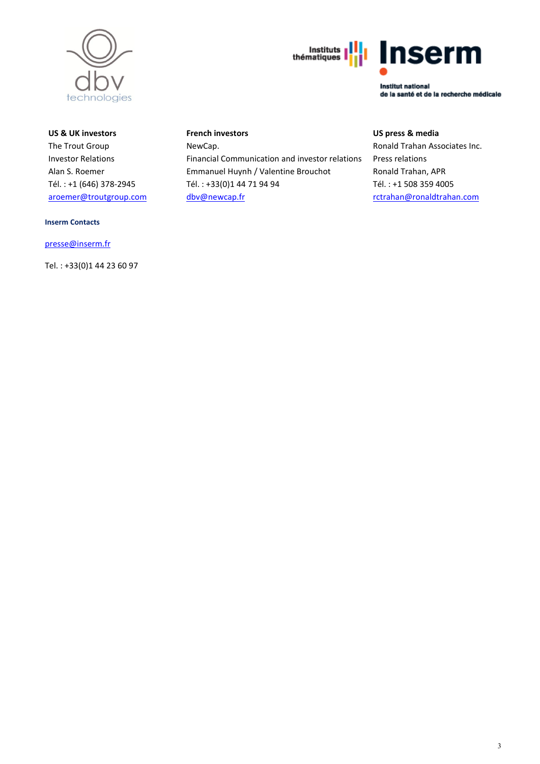**US & UK investors**
The Trout Group
Investor Relations
Alan S. Roemer
Tél. : +1 (646) 378-2945
aroemer@troutgroup.com

**French investors**
NewCap.
Financial Communication and investor relations
Emmanuel Huynh / Valentine Brouchot
Tél. : +33(0)1 44 71 94 94
dbv@newcap.fr

**US press & media**
Ronald Trahan Associates Inc.
Press relations
Ronald Trahan, APR
Tél. : +1 508 359 4005
rctrahan@ronaldtrahan.com

**Inserm Contacts**

presse@inserm.fr

Tel. : +33(0)1 44 23 60 97